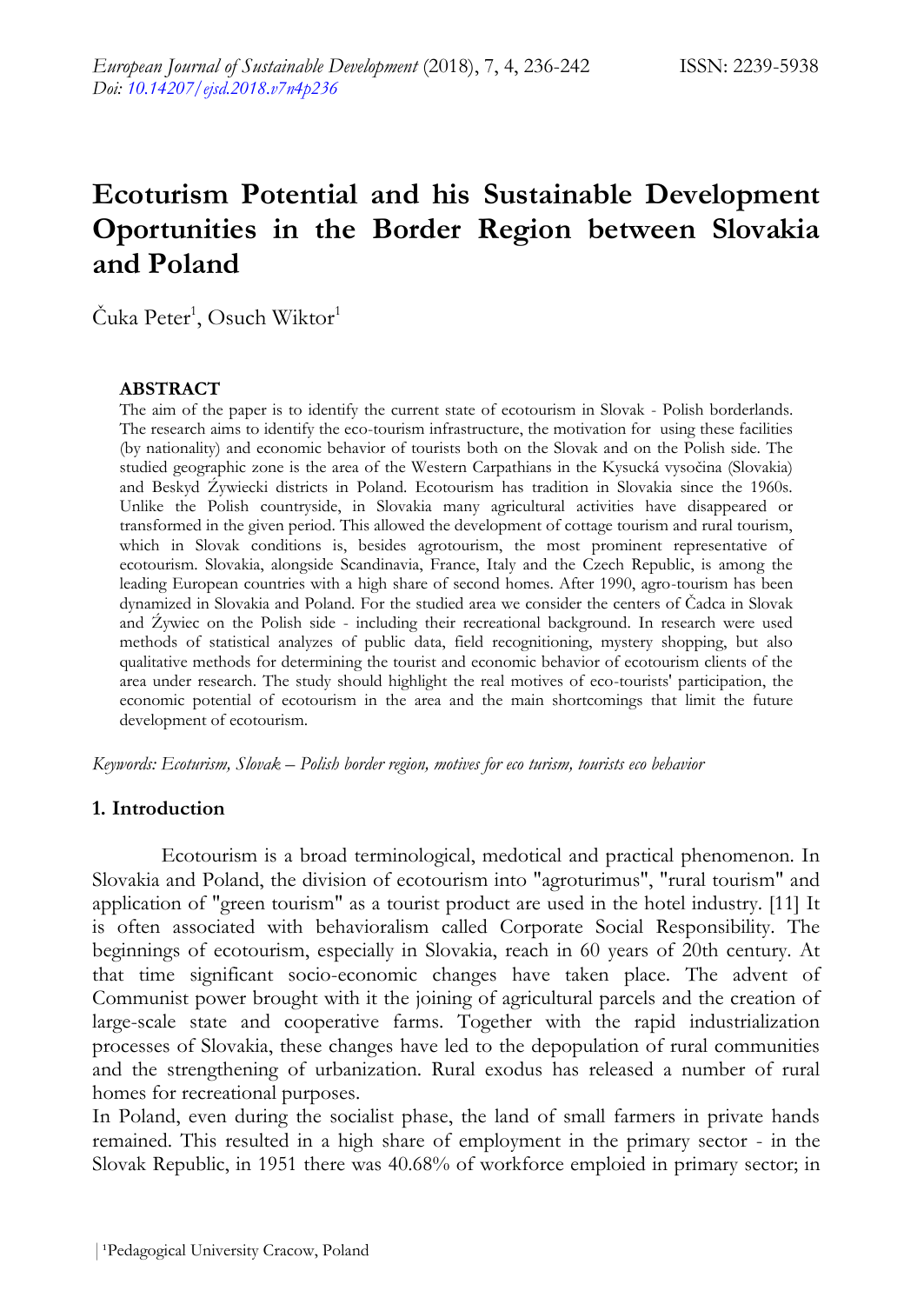# Ecoturism Potential and his Sustainable Development Oportunities in the Border Region between Slovakia and Poland

Čuka Peter[1], Osuch Wiktor[1]

### ABSTRACT

The aim of the paper is to identify the current state of ecotourism in Slovak - Polish borderlands. The research aims to identify the eco-tourism infrastructure, the motivation for using these facilities (by nationality) and economic behavior of tourists both on the Slovak and on the Polish side. The studied geographic zone is the area of the Western Carpathians in the Kysucká vysočina (Slovakia) and Beskyd Żywiecki districts in Poland. Ecotourism has tradition in Slovakia since the 1960s. Unlike the Polish countryside, in Slovakia many agricultural activities have disappeared or transformed in the given period. This allowed the development of cottage tourism and rural tourism, which in Slovak conditions is, besides agrotourism, the most prominent representative of ecotourism. Slovakia, alongside Scandinavia, France, Italy and the Czech Republic, is among the leading European countries with a high share of second homes. After 1990, agro-tourism has been dynamized in Slovakia and Poland. For the studied area we consider the centers of Čadca in Slovak and Żywiec on the Polish side - including their recreational background. In research were used methods of statistical analyzes of public data, field recognitioning, mystery shopping, but also qualitative methods for determining the tourist and economic behavior of ecotourism clients of the area under research. The study should highlight the real motives of eco-tourists' participation, the economic potential of ecotourism in the area and the main shortcomings that limit the future development of ecotourism.

*Keywords: Ecoturism, Slovak – Polish border region, motives for eco turism, tourists eco behavior*

## 1. Introduction

Ecotourism is a broad terminological, medotical and practical phenomenon. In Slovakia and Poland, the division of ecotourism into "agroturimus", "rural tourism" and application of "green tourism" as a tourist product are used in the hotel industry. [11] It is often associated with behavioralism called Corporate Social Responsibility. The beginnings of ecotourism, especially in Slovakia, reach in 60 years of 20th century. At that time significant socio-economic changes have taken place. The advent of Communist power brought with it the joining of agricultural parcels and the creation of large-scale state and cooperative farms. Together with the rapid industrialization processes of Slovakia, these changes have led to the depopulation of rural communities and the strengthening of urbanization. Rural exodus has released a number of rural homes for recreational purposes.

In Poland, even during the socialist phase, the land of small farmers in private hands remained. This resulted in a high share of employment in the primary sector - in the Slovak Republic, in 1951 there was 40.68% of workforce emploied in primary sector; in

[1]Pedagogical University Cracow, Poland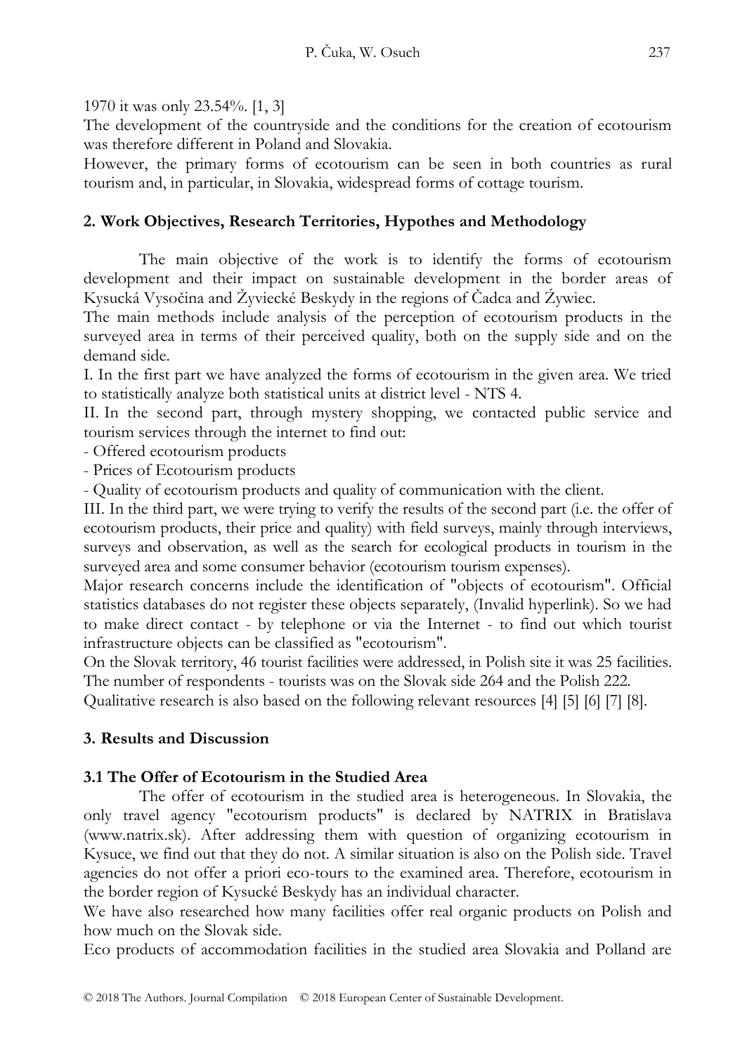1970 it was only 23.54%. [1, 3]

The development of the countryside and the conditions for the creation of ecotourism was therefore different in Poland and Slovakia.

However, the primary forms of ecotourism can be seen in both countries as rural tourism and, in particular, in Slovakia, widespread forms of cottage tourism.

## 2. Work Objectives, Research Territories, Hypothes and Methodology

The main objective of the work is to identify the forms of ecotourism development and their impact on sustainable development in the border areas of Kysucká Vysočina and Żywiecké Beskydy in the regions of Čadca and Żywiec.

The main methods include analysis of the perception of ecotourism products in the surveyed area in terms of their perceived quality, both on the supply side and on the demand side.

I. In the first part we have analyzed the forms of ecotourism in the given area. We tried to statistically analyze both statistical units at district level - NTS 4.

II. In the second part, through mystery shopping, we contacted public service and tourism services through the internet to find out:

- Offered ecotourism products
- Prices of Ecotourism products
- Quality of ecotourism products and quality of communication with the client.

III. In the third part, we were trying to verify the results of the second part (i.e. the offer of ecotourism products, their price and quality) with field surveys, mainly through interviews, surveys and observation, as well as the search for ecological products in tourism in the surveyed area and some consumer behavior (ecotourism tourism expenses).

Major research concerns include the identification of "objects of ecotourism". Official statistics databases do not register these objects separately, (Invalid hyperlink). So we had to make direct contact - by telephone or via the Internet - to find out which tourist infrastructure objects can be classified as "ecotourism".

On the Slovak territory, 46 tourist facilities were addressed, in Polish site it was 25 facilities. The number of respondents - tourists was on the Slovak side 264 and the Polish 222.

Qualitative research is also based on the following relevant resources [4] [5] [6] [7] [8].

## 3. Results and Discussion

### 3.1 The Offer of Ecotourism in the Studied Area

The offer of ecotourism in the studied area is heterogeneous. In Slovakia, the only travel agency "ecotourism products" is declared by NATRIX in Bratislava (www.natrix.sk). After addressing them with question of organizing ecotourism in Kysuce, we find out that they do not. A similar situation is also on the Polish side. Travel agencies do not offer a priori eco-tours to the examined area. Therefore, ecotourism in the border region of Kysucké Beskydy has an individual character.

We have also researched how many facilities offer real organic products on Polish and how much on the Slovak side.

Eco products of accommodation facilities in the studied area Slovakia and Polland are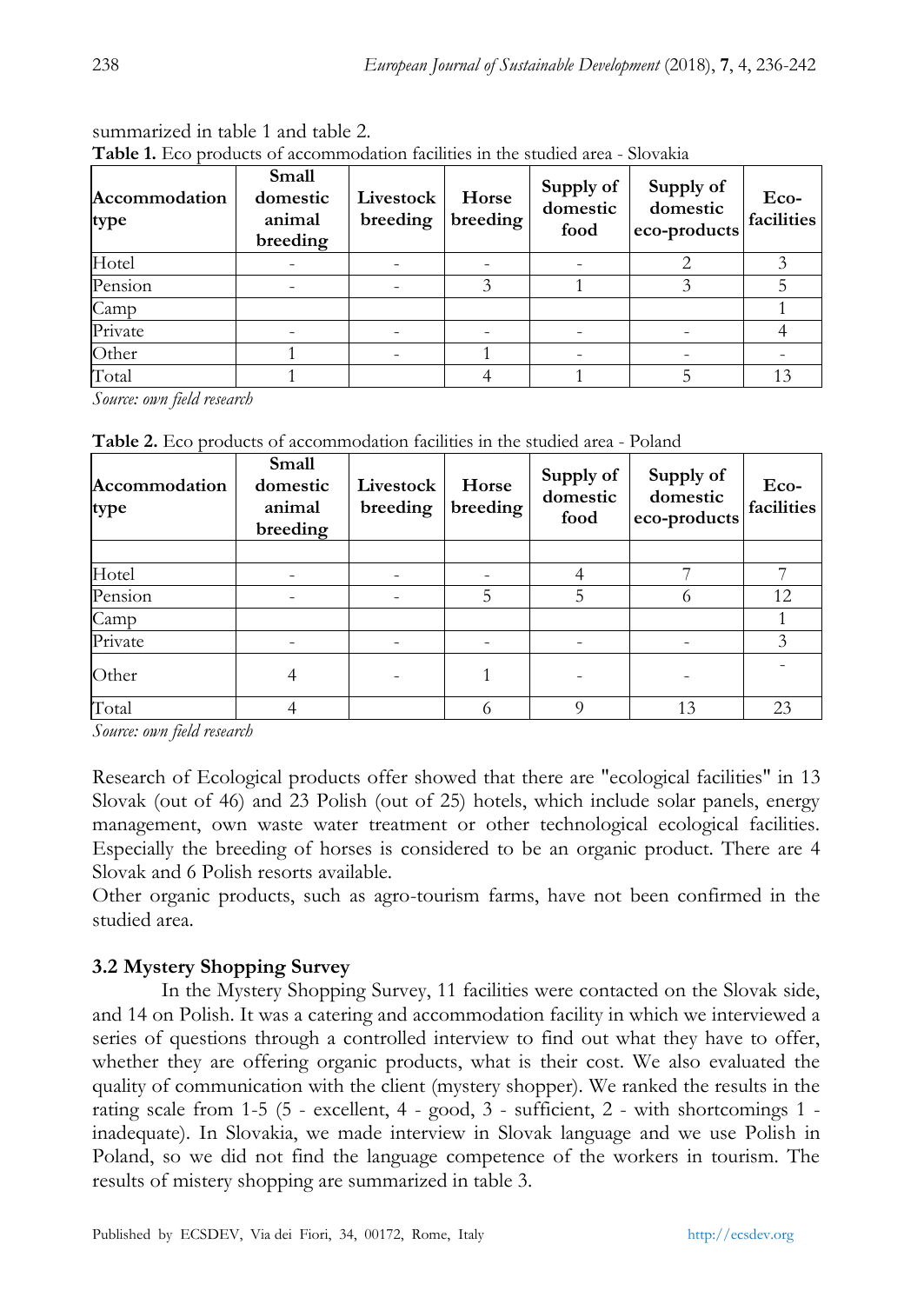summarized in table 1 and table 2.

**Table 1.** Eco products of accommodation facilities in the studied area - Slovakia

| Accommodation type | Small domestic animal breeding | Livestock breeding | Horse breeding | Supply of domestic food | Supply of domestic eco-products | Eco-facilities |
|---|---|---|---|---|---|---|
| Hotel | - | - | - | - | 2 | 3 |
| Pension | - | - | 3 | 1 | 3 | 5 |
| Camp | | | | | | 1 |
| Private | - | - | - | - | - | 4 |
| Other | 1 | - | 1 | - | - | - |
| Total | 1 | | 4 | 1 | 5 | 13 |

*Source: own field research*

**Table 2.** Eco products of accommodation facilities in the studied area - Poland

| Accommodation type | Small domestic animal breeding | Livestock breeding | Horse breeding | Supply of domestic food | Supply of domestic eco-products | Eco-facilities |
|---|---|---|---|---|---|---|
| | | | | | | |
| Hotel | - | - | - | 4 | 7 | 7 |
| Pension | - | - | 5 | 5 | 6 | 12 |
| Camp | | | | | | 1 |
| Private | - | - | - | - | - | 3 |
| Other | 4 | - | 1 | - | - | - |
| Total | 4 | | 6 | 9 | 13 | 23 |

*Source: own field research*

Research of Ecological products offer showed that there are "ecological facilities" in 13 Slovak (out of 46) and 23 Polish (out of 25) hotels, which include solar panels, energy management, own waste water treatment or other technological ecological facilities. Especially the breeding of horses is considered to be an organic product. There are 4 Slovak and 6 Polish resorts available.

Other organic products, such as agro-tourism farms, have not been confirmed in the studied area.

### 3.2 Mystery Shopping Survey

In the Mystery Shopping Survey, 11 facilities were contacted on the Slovak side, and 14 on Polish. It was a catering and accommodation facility in which we interviewed a series of questions through a controlled interview to find out what they have to offer, whether they are offering organic products, what is their cost. We also evaluated the quality of communication with the client (mystery shopper). We ranked the results in the rating scale from 1-5 (5 - excellent, 4 - good, 3 - sufficient, 2 - with shortcomings 1 - inadequate). In Slovakia, we made interview in Slovak language and we use Polish in Poland, so we did not find the language competence of the workers in tourism. The results of mistery shopping are summarized in table 3.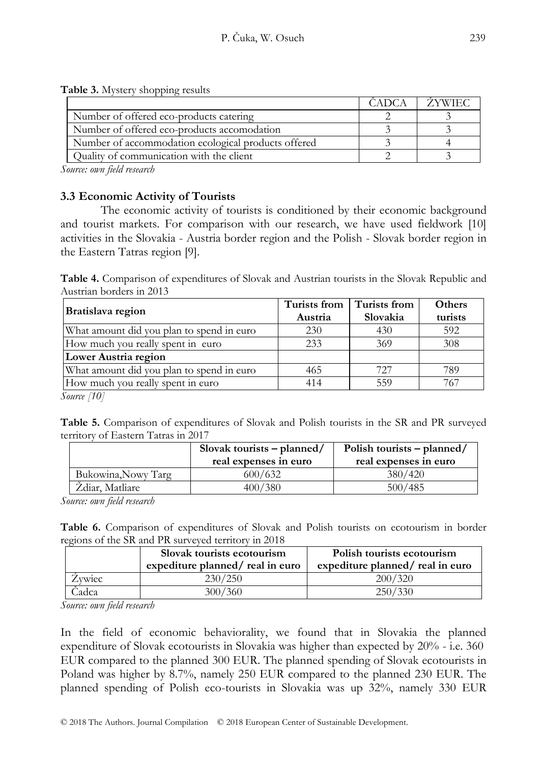**Table 3.** Mystery shopping results

| | ČADCA | ŽYWIEC |
|---|---|---|
| Number of offered eco-products catering | 2 | 3 |
| Number of offered eco-products accomodation | 3 | 3 |
| Number of accommodation ecological products offered | 3 | 4 |
| Quality of communication with the client | 2 | 3 |

*Source: own field research*

### 3.3 Economic Activity of Tourists

The economic activity of tourists is conditioned by their economic background and tourist markets. For comparison with our research, we have used fieldwork [10] activities in the Slovakia - Austria border region and the Polish - Slovak border region in the Eastern Tatras region [9].

**Table 4.** Comparison of expenditures of Slovak and Austrian tourists in the Slovak Republic and Austrian borders in 2013

| **Bratislava region** | **Turists from Austria** | **Turists from Slovakia** | **Others turists** |
|---|---|---|---|
| What amount did you plan to spend in euro | 230 | 430 | 592 |
| How much you really spent in euro | 233 | 369 | 308 |
| **Lower Austria region** | | | |
| What amount did you plan to spend in euro | 465 | 727 | 789 |
| How much you really spent in euro | 414 | 559 | 767 |

*Source [10]*

**Table 5.** Comparison of expenditures of Slovak and Polish tourists in the SR and PR surveyed territory of Eastern Tatras in 2017

| | **Slovak tourists – planned/ real expenses in euro** | **Polish tourists – planned/ real expenses in euro** |
|---|---|---|
| Bukowina,Nowy Targ | 600/632 | 380/420 |
| Ždiar, Matliare | 400/380 | 500/485 |

*Source: own field research*

**Table 6.** Comparison of expenditures of Slovak and Polish tourists on ecotourism in border regions of the SR and PR surveyed territory in 2018

| | **Slovak tourists ecotourism expediture planned/ real in euro** | **Polish tourists ecotourism expediture planned/ real in euro** |
|---|---|---|
| Żywiec | 230/250 | 200/320 |
| Čadca | 300/360 | 250/330 |

*Source: own field research*

In the field of economic behaviorality, we found that in Slovakia the planned expenditure of Slovak ecotourists in Slovakia was higher than expected by 20% - i.e. 360 EUR compared to the planned 300 EUR. The planned spending of Slovak ecotourists in Poland was higher by 8.7%, namely 250 EUR compared to the planned 230 EUR. The planned spending of Polish eco-tourists in Slovakia was up 32%, namely 330 EUR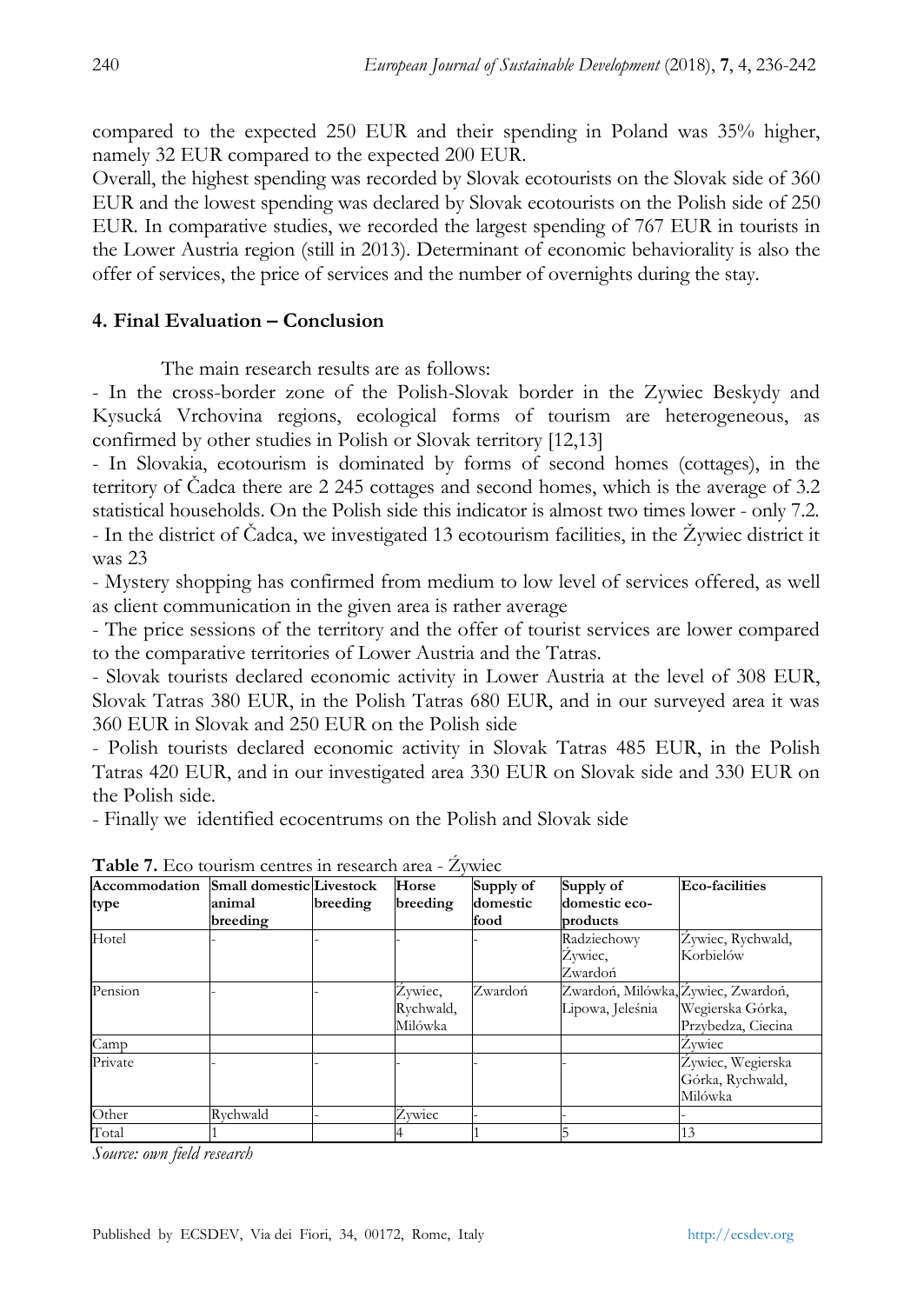compared to the expected 250 EUR and their spending in Poland was 35% higher, namely 32 EUR compared to the expected 200 EUR.

Overall, the highest spending was recorded by Slovak ecotourists on the Slovak side of 360 EUR and the lowest spending was declared by Slovak ecotourists on the Polish side of 250 EUR. In comparative studies, we recorded the largest spending of 767 EUR in tourists in the Lower Austria region (still in 2013). Determinant of economic behaviorality is also the offer of services, the price of services and the number of overnights during the stay.

## 4. Final Evaluation – Conclusion

The main research results are as follows:

- In the cross-border zone of the Polish-Slovak border in the Zywiec Beskydy and Kysucká Vrchovina regions, ecological forms of tourism are heterogeneous, as confirmed by other studies in Polish or Slovak territory [12,13]
- In Slovakia, ecotourism is dominated by forms of second homes (cottages), in the territory of Čadca there are 2 245 cottages and second homes, which is the average of 3.2 statistical households. On the Polish side this indicator is almost two times lower - only 7.2.
- In the district of Čadca, we investigated 13 ecotourism facilities, in the Żywiec district it was 23
- Mystery shopping has confirmed from medium to low level of services offered, as well as client communication in the given area is rather average
- The price sessions of the territory and the offer of tourist services are lower compared to the comparative territories of Lower Austria and the Tatras.
- Slovak tourists declared economic activity in Lower Austria at the level of 308 EUR, Slovak Tatras 380 EUR, in the Polish Tatras 680 EUR, and in our surveyed area it was 360 EUR in Slovak and 250 EUR on the Polish side
- Polish tourists declared economic activity in Slovak Tatras 485 EUR, in the Polish Tatras 420 EUR, and in our investigated area 330 EUR on Slovak side and 330 EUR on the Polish side.
- Finally we identified ecocentrums on the Polish and Slovak side

**Table 7.** Eco tourism centres in research area - Żywiec

| Accommodation type | Small domestic animal breeding | Livestock breeding | Horse breeding | Supply of domestic food | Supply of domestic eco-products | Eco-facilities |
|---|---|---|---|---|---|---|
| Hotel | - | - | - | - | Radziechowy Żywiec, Zwardoń | Żywiec, Rychwald, Korbielów |
| Pension | - | - | Żywiec, Rychwald, Milówka | Zwardoń | Zwardoń, Milówka, Lipowa, Jeleśnia | Żywiec, Zwardoń, Wegierska Górka, Przybedza, Ciecina |
| Camp | | | | | | Żywiec |
| Private | - | - | - | - | - | Żywiec, Wegierska Górka, Rychwald, Milówka |
| Other | Rychwald | - | Żywiec | - | - | - |
| Total | 1 | | 4 | 1 | 5 | 13 |

*Source: own field research*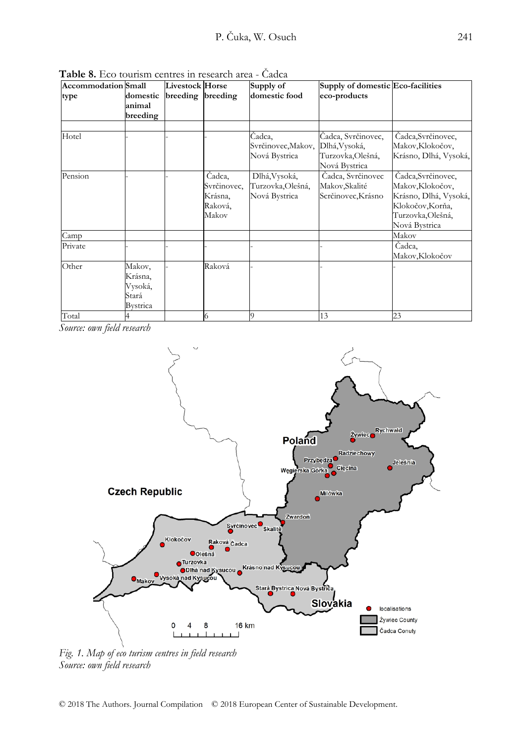**Table 8.** Eco tourism centres in research area - Čadca

| Accommodation type | Small domestic animal breeding | Livestock breeding | Horse breeding | Supply of domestic food | Supply of domestic eco-products | Eco-facilities |
|---|---|---|---|---|---|---|
| | | | | | | |
| Hotel | - | - | - | Čadca, Svrčinovec,Makov, Nová Bystrica | Čadca, Svrčinovec, Dlhá,Vysoká, Turzovka,Olešná, Nová Bystrica | Čadca,Svrčinovec, Makov,Klokočov, Krásno, Dlhá, Vysoká, |
| Pension | - | - | Čadca, Svrčinovec, Krásna, Raková, Makov | Dlhá,Vysoká, Turzovka,Olešná, Nová Bystrica | Čadca, Svrčinovec Makov,Skalité Scrčinovec,Krásno | Čadca,Svrčinovec, Makov,Klokočov, Krásno, Dlhá, Vysoká, Klokočov,Korňa, Turzovka,Olešná, Nová Bystrica |
| Camp | | | | | | Makov |
| Private | - | - | - | - | - | Čadca, Makov,Klokočov |
| Other | Makov, Krásna, Vysoká, Stará Bystrica | - | Raková | - | - | - |
| Total | 4 | | 6 | 9 | 13 | 23 |

*Source: own field research*

*Fig. 1. Map of eco turism centres in field research*
*Source: own field research*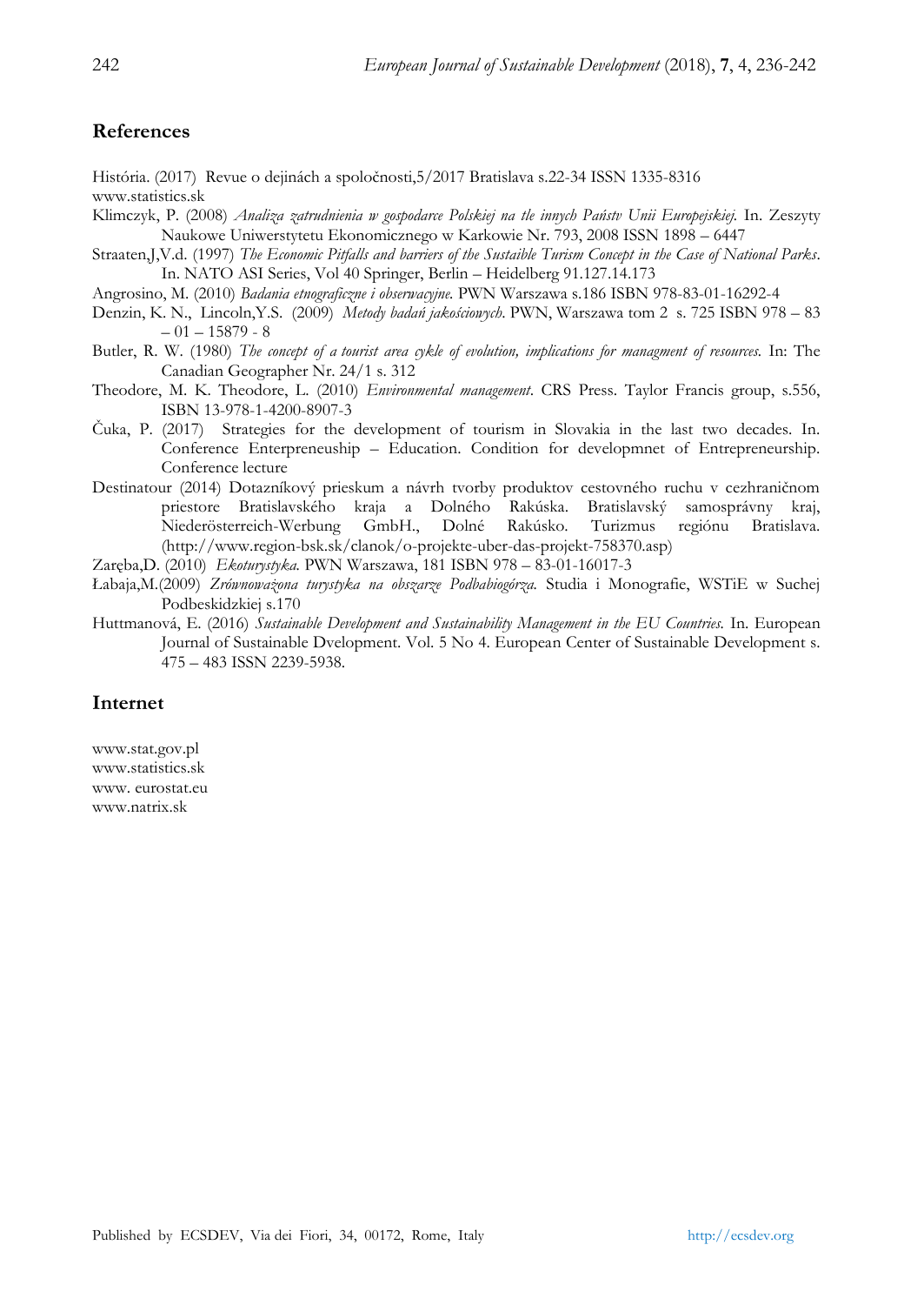## References

História. (2017) Revue o dejinách a spoločnosti,5/2017 Bratislava s.22-34 ISSN 1335-8316 www.statistics.sk

Klimczyk, P. (2008) *Analiza zatrudnienia w gospodarce Polskiej na tle innych Państv Unii Europejskiej.* In. Zeszyty Naukowe Uniwerstytetu Ekonomicznego w Karkowie Nr. 793, 2008 ISSN 1898 – 6447

Straaten,J,V.d. (1997) *The Economic Pitfalls and barriers of the Sustaible Turism Concept in the Case of National Parks*. In. NATO ASI Series, Vol 40 Springer, Berlin – Heidelberg 91.127.14.173

Angrosino, M. (2010) *Badania etnograficzne i obserwacyjne.* PWN Warszawa s.186 ISBN 978-83-01-16292-4

Denzin, K. N., Lincoln,Y.S. (2009) *Metody badań jakościowych.* PWN, Warszawa tom 2 s. 725 ISBN 978 – 83 – 01 – 15879 - 8

Butler, R. W. (1980) *The concept of a tourist area cykle of evolution, implications for managment of resources.* In: The Canadian Geographer Nr. 24/1 s. 312

Theodore, M. K. Theodore, L. (2010) *Environmental management*. CRS Press. Taylor Francis group, s.556, ISBN 13-978-1-4200-8907-3

Čuka, P. (2017) Strategies for the development of tourism in Slovakia in the last two decades. In. Conference Enterpreneuship – Education. Condition for developmnet of Entrepreneurship. Conference lecture

Destinatour (2014) Dotazníkový prieskum a návrh tvorby produktov cestovného ruchu v cezhraničnom priestore Bratislavského kraja a Dolného Rakúska. Bratislavský samosprávny kraj, Niederösterreich-Werbung GmbH., Dolné Rakúsko. Turizmus regiónu Bratislava. (http://www.region-bsk.sk/clanok/o-projekte-uber-das-projekt-758370.asp)

Zaręba,D. (2010) *Ekoturystyka.* PWN Warszawa, 181 ISBN 978 – 83-01-16017-3

Łabaja,M.(2009) *Zrównoważona turystyka na obszarze Podbabiogórza.* Studia i Monografie, WSTiE w Suchej Podbeskidzkiej s.170

Huttmanová, E. (2016) *Sustainable Development and Sustainability Management in the EU Countries.* In. European Journal of Sustainable Dvelopment. Vol. 5 No 4. European Center of Sustainable Development s. 475 – 483 ISSN 2239-5938.

## Internet

www.stat.gov.pl
www.statistics.sk
www. eurostat.eu
www.natrix.sk